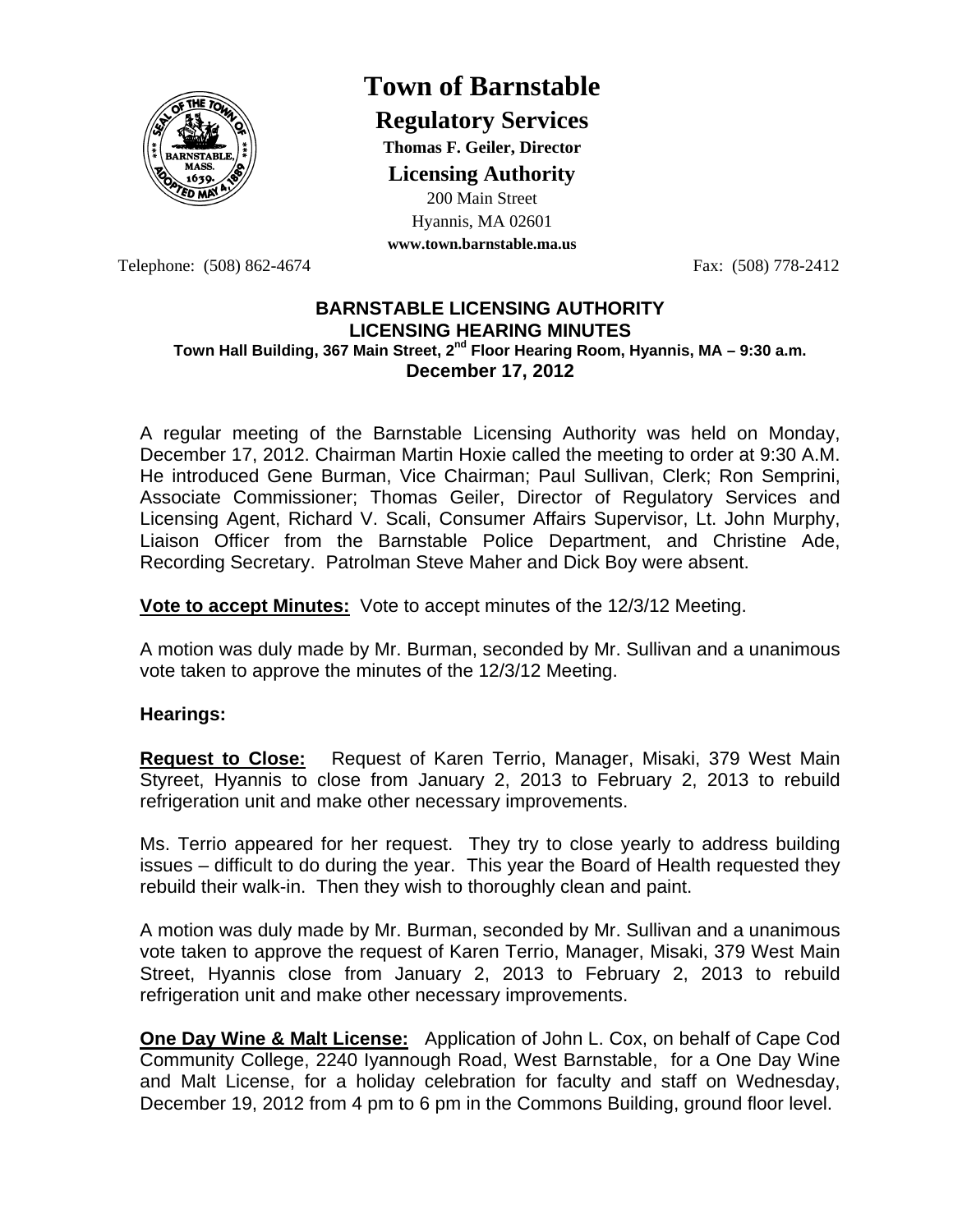# Town of Barnstable

## Regulatory Services

**Thomas F. Geiler, Director**

### Licensing Authority

200 Main Street
Hyannis, MA 02601
**www.town.barnstable.ma.us**

Telephone: (508) 862-4674 Fax: (508) 778-2412

**BARNSTABLE LICENSING AUTHORITY**
**LICENSING HEARING MINUTES**
**Town Hall Building, 367 Main Street, 2nd Floor Hearing Room, Hyannis, MA – 9:30 a.m.**
**December 17, 2012**

A regular meeting of the Barnstable Licensing Authority was held on Monday, December 17, 2012. Chairman Martin Hoxie called the meeting to order at 9:30 A.M. He introduced Gene Burman, Vice Chairman; Paul Sullivan, Clerk; Ron Semprini, Associate Commissioner; Thomas Geiler, Director of Regulatory Services and Licensing Agent, Richard V. Scali, Consumer Affairs Supervisor, Lt. John Murphy, Liaison Officer from the Barnstable Police Department, and Christine Ade, Recording Secretary. Patrolman Steve Maher and Dick Boy were absent.

**Vote to accept Minutes:** Vote to accept minutes of the 12/3/12 Meeting.

A motion was duly made by Mr. Burman, seconded by Mr. Sullivan and a unanimous vote taken to approve the minutes of the 12/3/12 Meeting.

**Hearings:**

**Request to Close:** Request of Karen Terrio, Manager, Misaki, 379 West Main Styreet, Hyannis to close from January 2, 2013 to February 2, 2013 to rebuild refrigeration unit and make other necessary improvements.

Ms. Terrio appeared for her request. They try to close yearly to address building issues – difficult to do during the year. This year the Board of Health requested they rebuild their walk-in. Then they wish to thoroughly clean and paint.

A motion was duly made by Mr. Burman, seconded by Mr. Sullivan and a unanimous vote taken to approve the request of Karen Terrio, Manager, Misaki, 379 West Main Street, Hyannis close from January 2, 2013 to February 2, 2013 to rebuild refrigeration unit and make other necessary improvements.

**One Day Wine & Malt License:** Application of John L. Cox, on behalf of Cape Cod Community College, 2240 Iyannough Road, West Barnstable, for a One Day Wine and Malt License, for a holiday celebration for faculty and staff on Wednesday, December 19, 2012 from 4 pm to 6 pm in the Commons Building, ground floor level.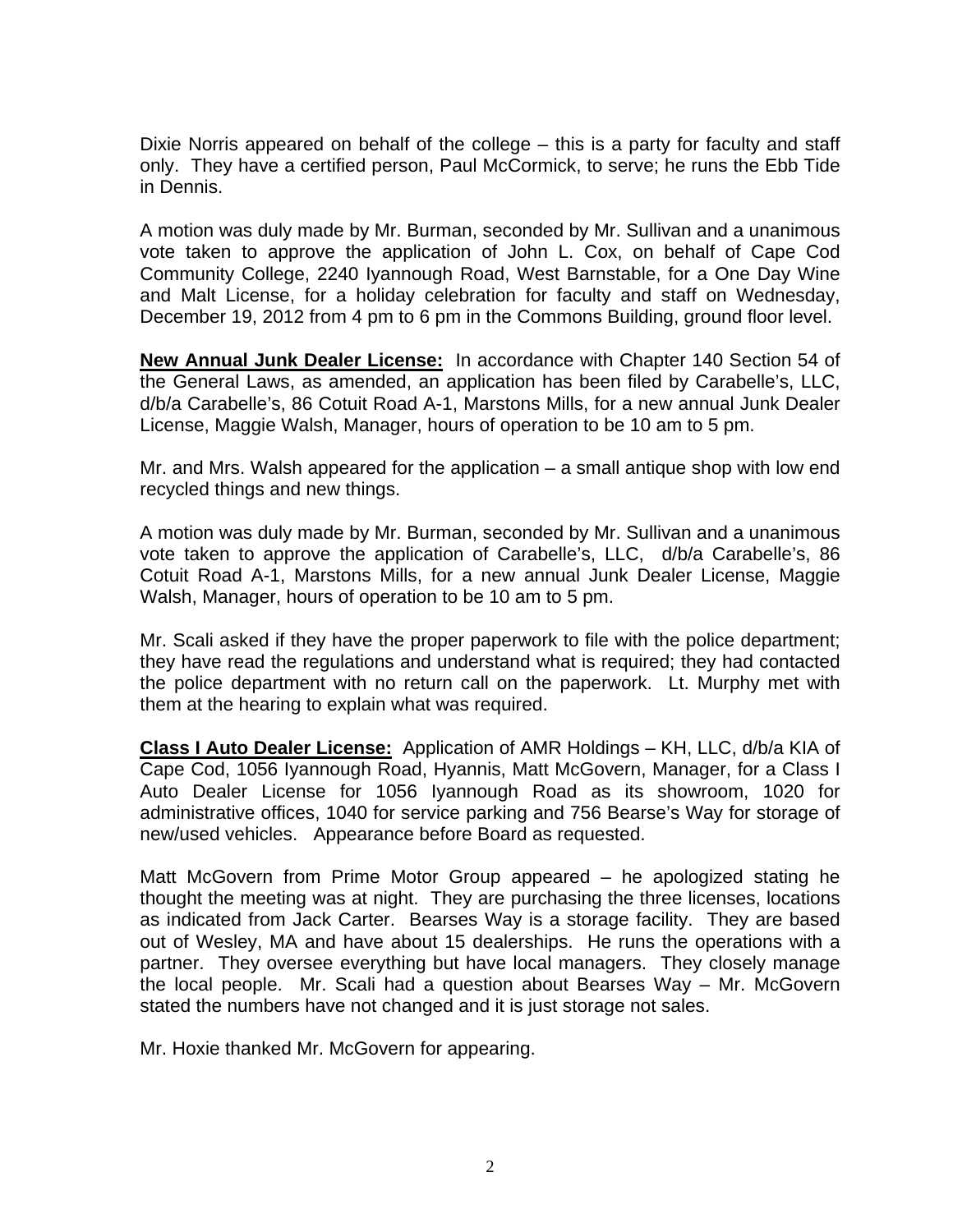Dixie Norris appeared on behalf of the college – this is a party for faculty and staff only. They have a certified person, Paul McCormick, to serve; he runs the Ebb Tide in Dennis.

A motion was duly made by Mr. Burman, seconded by Mr. Sullivan and a unanimous vote taken to approve the application of John L. Cox, on behalf of Cape Cod Community College, 2240 Iyannough Road, West Barnstable, for a One Day Wine and Malt License, for a holiday celebration for faculty and staff on Wednesday, December 19, 2012 from 4 pm to 6 pm in the Commons Building, ground floor level.

**New Annual Junk Dealer License:** In accordance with Chapter 140 Section 54 of the General Laws, as amended, an application has been filed by Carabelle's, LLC, d/b/a Carabelle's, 86 Cotuit Road A-1, Marstons Mills, for a new annual Junk Dealer License, Maggie Walsh, Manager, hours of operation to be 10 am to 5 pm.

Mr. and Mrs. Walsh appeared for the application – a small antique shop with low end recycled things and new things.

A motion was duly made by Mr. Burman, seconded by Mr. Sullivan and a unanimous vote taken to approve the application of Carabelle's, LLC, d/b/a Carabelle's, 86 Cotuit Road A-1, Marstons Mills, for a new annual Junk Dealer License, Maggie Walsh, Manager, hours of operation to be 10 am to 5 pm.

Mr. Scali asked if they have the proper paperwork to file with the police department; they have read the regulations and understand what is required; they had contacted the police department with no return call on the paperwork. Lt. Murphy met with them at the hearing to explain what was required.

**Class I Auto Dealer License:** Application of AMR Holdings – KH, LLC, d/b/a KIA of Cape Cod, 1056 Iyannough Road, Hyannis, Matt McGovern, Manager, for a Class I Auto Dealer License for 1056 Iyannough Road as its showroom, 1020 for administrative offices, 1040 for service parking and 756 Bearse's Way for storage of new/used vehicles. Appearance before Board as requested.

Matt McGovern from Prime Motor Group appeared – he apologized stating he thought the meeting was at night. They are purchasing the three licenses, locations as indicated from Jack Carter. Bearses Way is a storage facility. They are based out of Wesley, MA and have about 15 dealerships. He runs the operations with a partner. They oversee everything but have local managers. They closely manage the local people. Mr. Scali had a question about Bearses Way – Mr. McGovern stated the numbers have not changed and it is just storage not sales.

Mr. Hoxie thanked Mr. McGovern for appearing.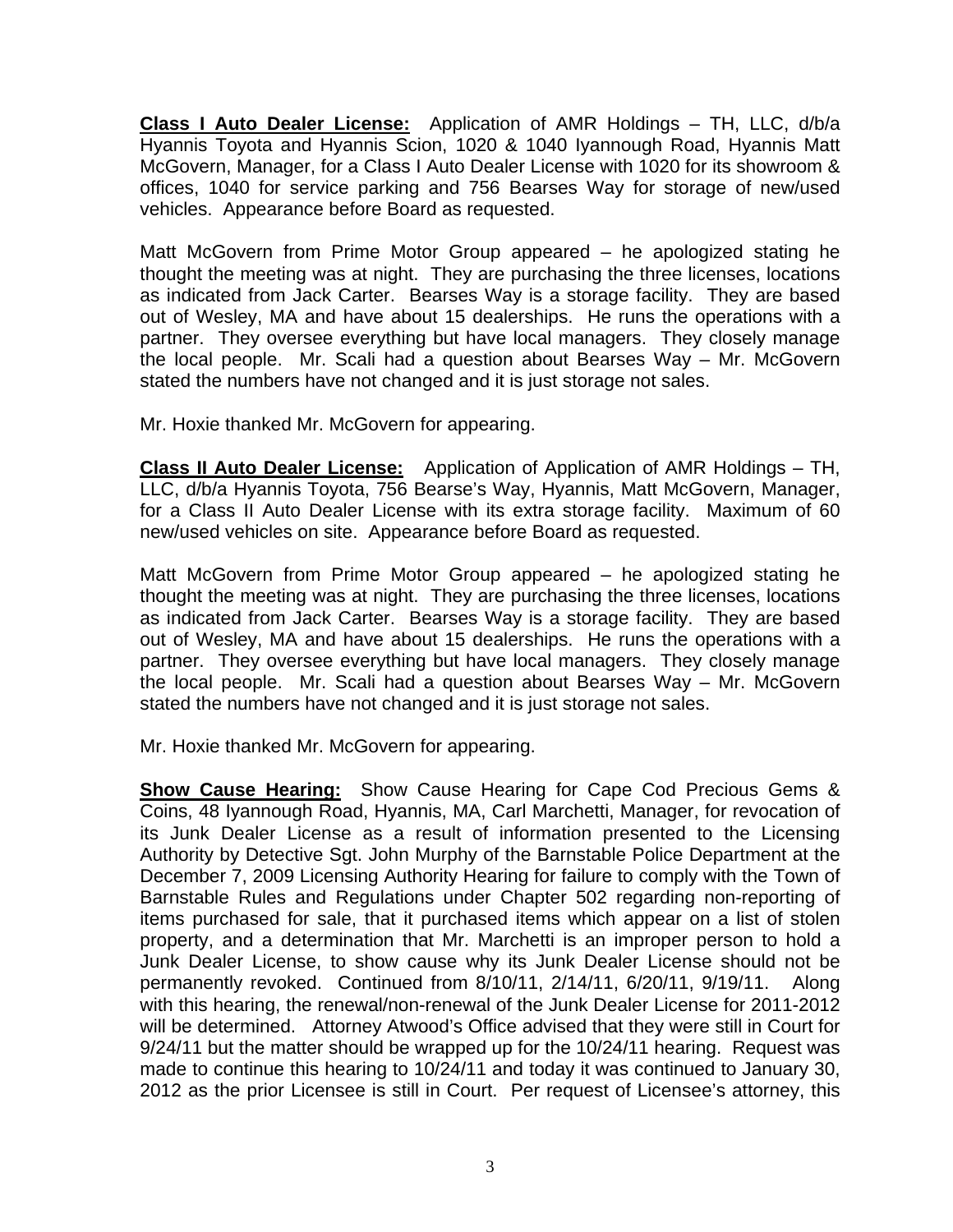**Class I Auto Dealer License:** Application of AMR Holdings – TH, LLC, d/b/a Hyannis Toyota and Hyannis Scion, 1020 & 1040 Iyannough Road, Hyannis Matt McGovern, Manager, for a Class I Auto Dealer License with 1020 for its showroom & offices, 1040 for service parking and 756 Bearses Way for storage of new/used vehicles. Appearance before Board as requested.

Matt McGovern from Prime Motor Group appeared – he apologized stating he thought the meeting was at night. They are purchasing the three licenses, locations as indicated from Jack Carter. Bearses Way is a storage facility. They are based out of Wesley, MA and have about 15 dealerships. He runs the operations with a partner. They oversee everything but have local managers. They closely manage the local people. Mr. Scali had a question about Bearses Way – Mr. McGovern stated the numbers have not changed and it is just storage not sales.

Mr. Hoxie thanked Mr. McGovern for appearing.

**Class II Auto Dealer License:** Application of Application of AMR Holdings – TH, LLC, d/b/a Hyannis Toyota, 756 Bearse's Way, Hyannis, Matt McGovern, Manager, for a Class II Auto Dealer License with its extra storage facility. Maximum of 60 new/used vehicles on site. Appearance before Board as requested.

Matt McGovern from Prime Motor Group appeared – he apologized stating he thought the meeting was at night. They are purchasing the three licenses, locations as indicated from Jack Carter. Bearses Way is a storage facility. They are based out of Wesley, MA and have about 15 dealerships. He runs the operations with a partner. They oversee everything but have local managers. They closely manage the local people. Mr. Scali had a question about Bearses Way – Mr. McGovern stated the numbers have not changed and it is just storage not sales.

Mr. Hoxie thanked Mr. McGovern for appearing.

**Show Cause Hearing:** Show Cause Hearing for Cape Cod Precious Gems & Coins, 48 Iyannough Road, Hyannis, MA, Carl Marchetti, Manager, for revocation of its Junk Dealer License as a result of information presented to the Licensing Authority by Detective Sgt. John Murphy of the Barnstable Police Department at the December 7, 2009 Licensing Authority Hearing for failure to comply with the Town of Barnstable Rules and Regulations under Chapter 502 regarding non-reporting of items purchased for sale, that it purchased items which appear on a list of stolen property, and a determination that Mr. Marchetti is an improper person to hold a Junk Dealer License, to show cause why its Junk Dealer License should not be permanently revoked. Continued from 8/10/11, 2/14/11, 6/20/11, 9/19/11. Along with this hearing, the renewal/non-renewal of the Junk Dealer License for 2011-2012 will be determined. Attorney Atwood's Office advised that they were still in Court for 9/24/11 but the matter should be wrapped up for the 10/24/11 hearing. Request was made to continue this hearing to 10/24/11 and today it was continued to January 30, 2012 as the prior Licensee is still in Court. Per request of Licensee's attorney, this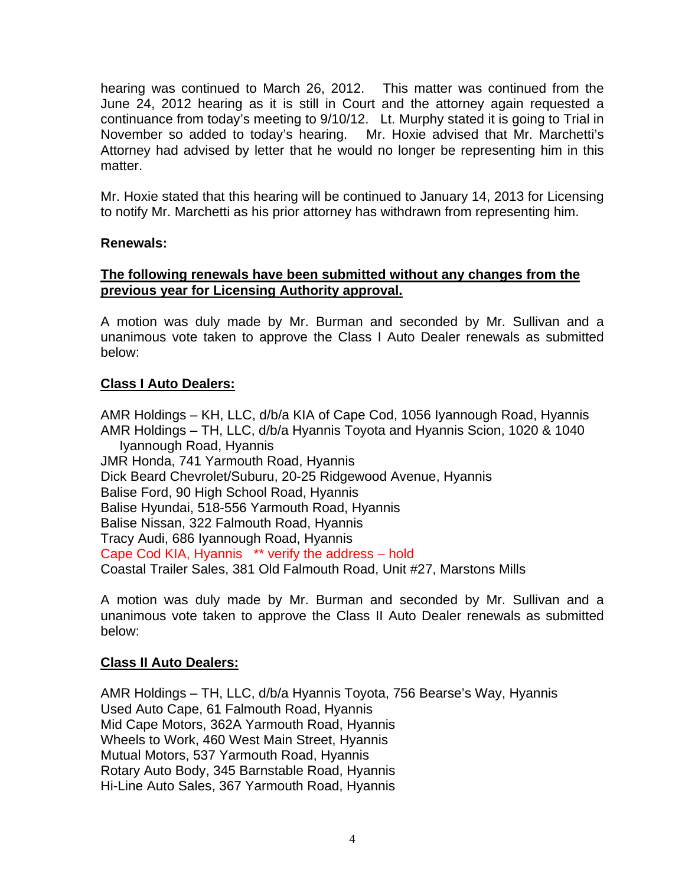hearing was continued to March 26, 2012. This matter was continued from the June 24, 2012 hearing as it is still in Court and the attorney again requested a continuance from today's meeting to 9/10/12. Lt. Murphy stated it is going to Trial in November so added to today's hearing. Mr. Hoxie advised that Mr. Marchetti's Attorney had advised by letter that he would no longer be representing him in this matter.

Mr. Hoxie stated that this hearing will be continued to January 14, 2013 for Licensing to notify Mr. Marchetti as his prior attorney has withdrawn from representing him.

**Renewals:**

**The following renewals have been submitted without any changes from the previous year for Licensing Authority approval.**

A motion was duly made by Mr. Burman and seconded by Mr. Sullivan and a unanimous vote taken to approve the Class I Auto Dealer renewals as submitted below:

**Class I Auto Dealers:**

AMR Holdings – KH, LLC, d/b/a KIA of Cape Cod, 1056 Iyannough Road, Hyannis
AMR Holdings – TH, LLC, d/b/a Hyannis Toyota and Hyannis Scion, 1020 & 1040 Iyannough Road, Hyannis
JMR Honda, 741 Yarmouth Road, Hyannis
Dick Beard Chevrolet/Suburu, 20-25 Ridgewood Avenue, Hyannis
Balise Ford, 90 High School Road, Hyannis
Balise Hyundai, 518-556 Yarmouth Road, Hyannis
Balise Nissan, 322 Falmouth Road, Hyannis
Tracy Audi, 686 Iyannough Road, Hyannis
Cape Cod KIA, Hyannis ** verify the address – hold
Coastal Trailer Sales, 381 Old Falmouth Road, Unit #27, Marstons Mills

A motion was duly made by Mr. Burman and seconded by Mr. Sullivan and a unanimous vote taken to approve the Class II Auto Dealer renewals as submitted below:

**Class II Auto Dealers:**

AMR Holdings – TH, LLC, d/b/a Hyannis Toyota, 756 Bearse's Way, Hyannis
Used Auto Cape, 61 Falmouth Road, Hyannis
Mid Cape Motors, 362A Yarmouth Road, Hyannis
Wheels to Work, 460 West Main Street, Hyannis
Mutual Motors, 537 Yarmouth Road, Hyannis
Rotary Auto Body, 345 Barnstable Road, Hyannis
Hi-Line Auto Sales, 367 Yarmouth Road, Hyannis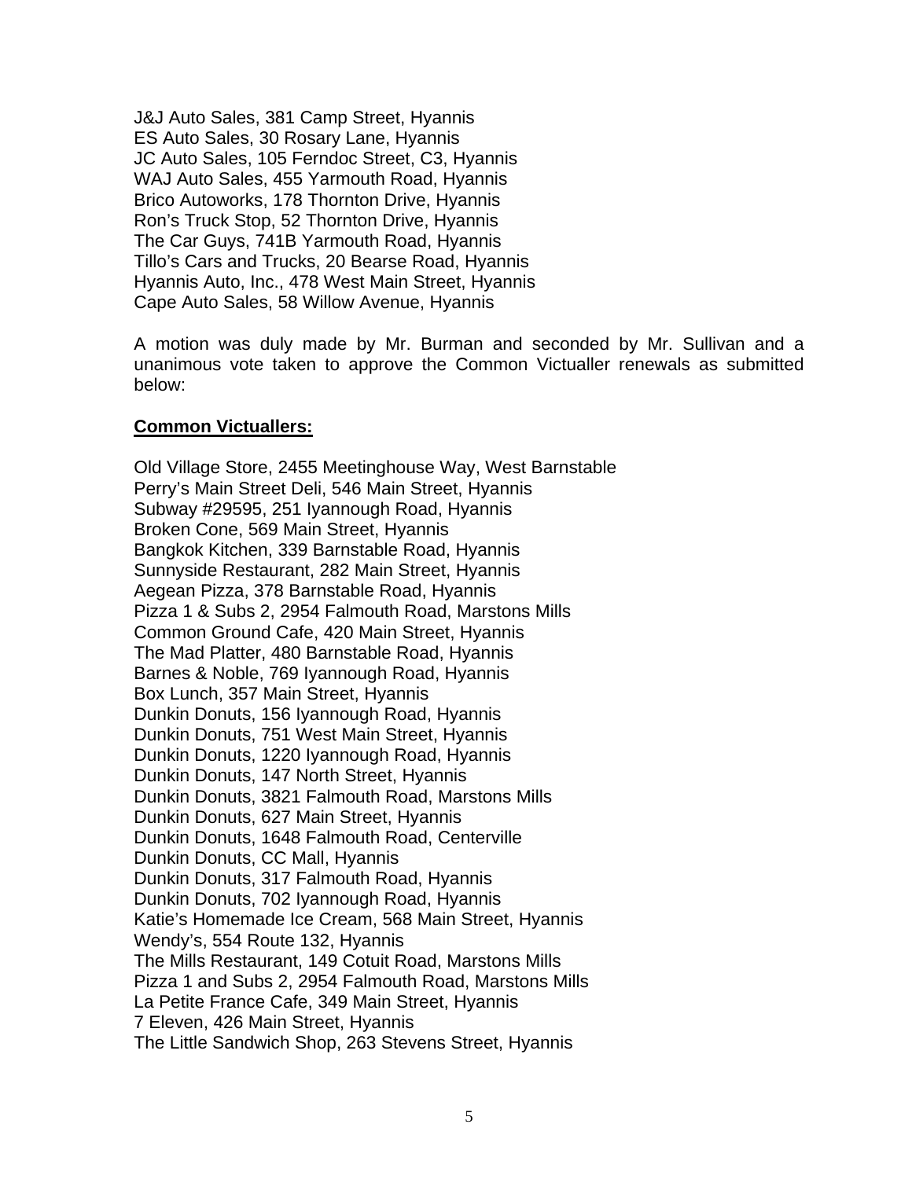J&J Auto Sales, 381 Camp Street, Hyannis
ES Auto Sales, 30 Rosary Lane, Hyannis
JC Auto Sales, 105 Ferndoc Street, C3, Hyannis
WAJ Auto Sales, 455 Yarmouth Road, Hyannis
Brico Autoworks, 178 Thornton Drive, Hyannis
Ron's Truck Stop, 52 Thornton Drive, Hyannis
The Car Guys, 741B Yarmouth Road, Hyannis
Tillo's Cars and Trucks, 20 Bearse Road, Hyannis
Hyannis Auto, Inc., 478 West Main Street, Hyannis
Cape Auto Sales, 58 Willow Avenue, Hyannis

A motion was duly made by Mr. Burman and seconded by Mr. Sullivan and a unanimous vote taken to approve the Common Victualler renewals as submitted below:

**Common Victuallers:**

Old Village Store, 2455 Meetinghouse Way, West Barnstable
Perry's Main Street Deli, 546 Main Street, Hyannis
Subway #29595, 251 Iyannough Road, Hyannis
Broken Cone, 569 Main Street, Hyannis
Bangkok Kitchen, 339 Barnstable Road, Hyannis
Sunnyside Restaurant, 282 Main Street, Hyannis
Aegean Pizza, 378 Barnstable Road, Hyannis
Pizza 1 & Subs 2, 2954 Falmouth Road, Marstons Mills
Common Ground Cafe, 420 Main Street, Hyannis
The Mad Platter, 480 Barnstable Road, Hyannis
Barnes & Noble, 769 Iyannough Road, Hyannis
Box Lunch, 357 Main Street, Hyannis
Dunkin Donuts, 156 Iyannough Road, Hyannis
Dunkin Donuts, 751 West Main Street, Hyannis
Dunkin Donuts, 1220 Iyannough Road, Hyannis
Dunkin Donuts, 147 North Street, Hyannis
Dunkin Donuts, 3821 Falmouth Road, Marstons Mills
Dunkin Donuts, 627 Main Street, Hyannis
Dunkin Donuts, 1648 Falmouth Road, Centerville
Dunkin Donuts, CC Mall, Hyannis
Dunkin Donuts, 317 Falmouth Road, Hyannis
Dunkin Donuts, 702 Iyannough Road, Hyannis
Katie's Homemade Ice Cream, 568 Main Street, Hyannis
Wendy's, 554 Route 132, Hyannis
The Mills Restaurant, 149 Cotuit Road, Marstons Mills
Pizza 1 and Subs 2, 2954 Falmouth Road, Marstons Mills
La Petite France Cafe, 349 Main Street, Hyannis
7 Eleven, 426 Main Street, Hyannis
The Little Sandwich Shop, 263 Stevens Street, Hyannis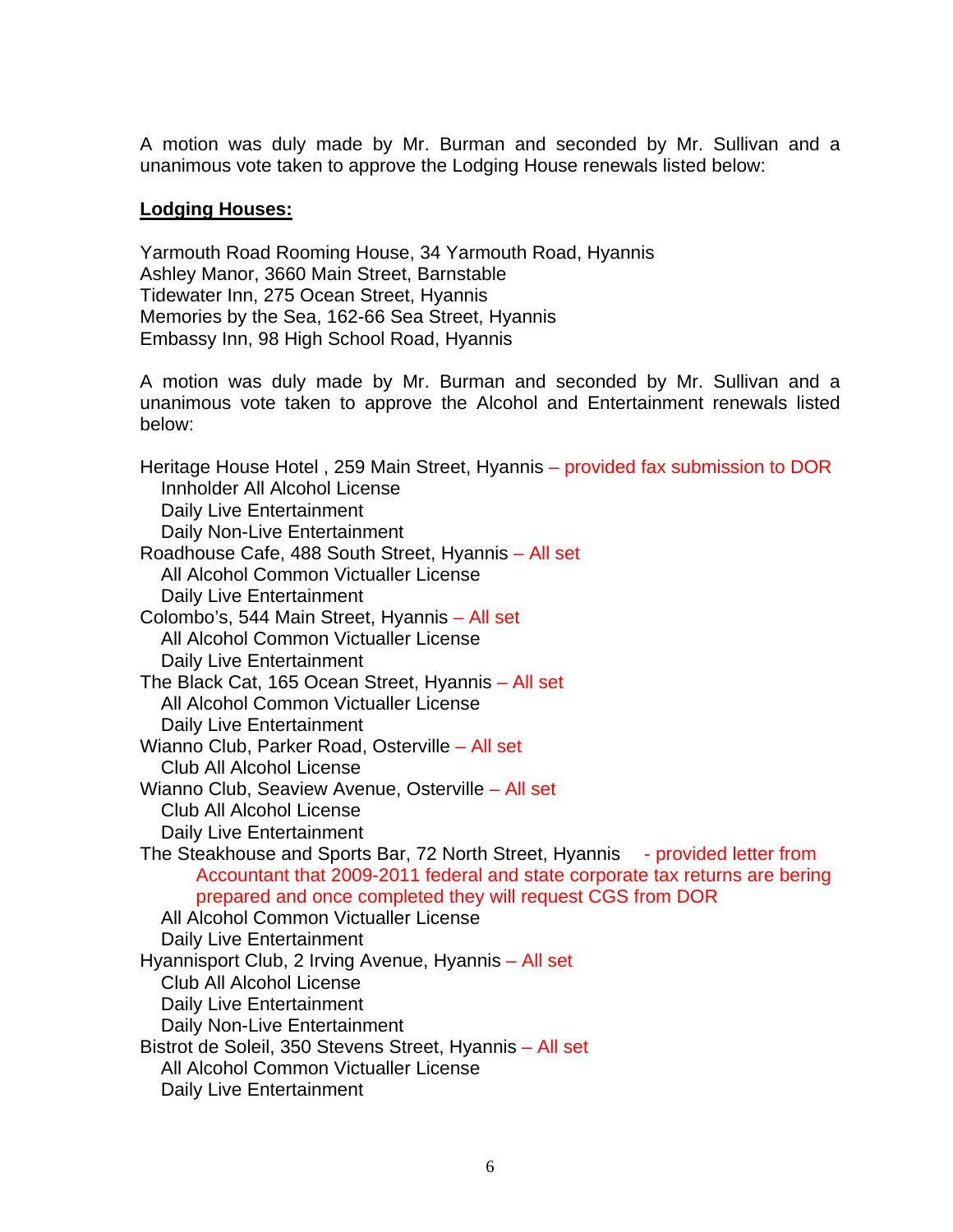A motion was duly made by Mr. Burman and seconded by Mr. Sullivan and a unanimous vote taken to approve the Lodging House renewals listed below:

**Lodging Houses:**

Yarmouth Road Rooming House, 34 Yarmouth Road, Hyannis
Ashley Manor, 3660 Main Street, Barnstable
Tidewater Inn, 275 Ocean Street, Hyannis
Memories by the Sea, 162-66 Sea Street, Hyannis
Embassy Inn, 98 High School Road, Hyannis

A motion was duly made by Mr. Burman and seconded by Mr. Sullivan and a unanimous vote taken to approve the Alcohol and Entertainment renewals listed below:

Heritage House Hotel , 259 Main Street, Hyannis – provided fax submission to DOR
- Innholder All Alcohol License
- Daily Live Entertainment
- Daily Non-Live Entertainment

Roadhouse Cafe, 488 South Street, Hyannis – All set
- All Alcohol Common Victualler License
- Daily Live Entertainment

Colombo's, 544 Main Street, Hyannis – All set
- All Alcohol Common Victualler License
- Daily Live Entertainment

The Black Cat, 165 Ocean Street, Hyannis – All set
- All Alcohol Common Victualler License
- Daily Live Entertainment

Wianno Club, Parker Road, Osterville – All set
- Club All Alcohol License

Wianno Club, Seaview Avenue, Osterville – All set
- Club All Alcohol License
- Daily Live Entertainment

The Steakhouse and Sports Bar, 72 North Street, Hyannis - provided letter from Accountant that 2009-2011 federal and state corporate tax returns are bering prepared and once completed they will request CGS from DOR
- All Alcohol Common Victualler License
- Daily Live Entertainment

Hyannisport Club, 2 Irving Avenue, Hyannis – All set
- Club All Alcohol License
- Daily Live Entertainment
- Daily Non-Live Entertainment

Bistrot de Soleil, 350 Stevens Street, Hyannis – All set
- All Alcohol Common Victualler License
- Daily Live Entertainment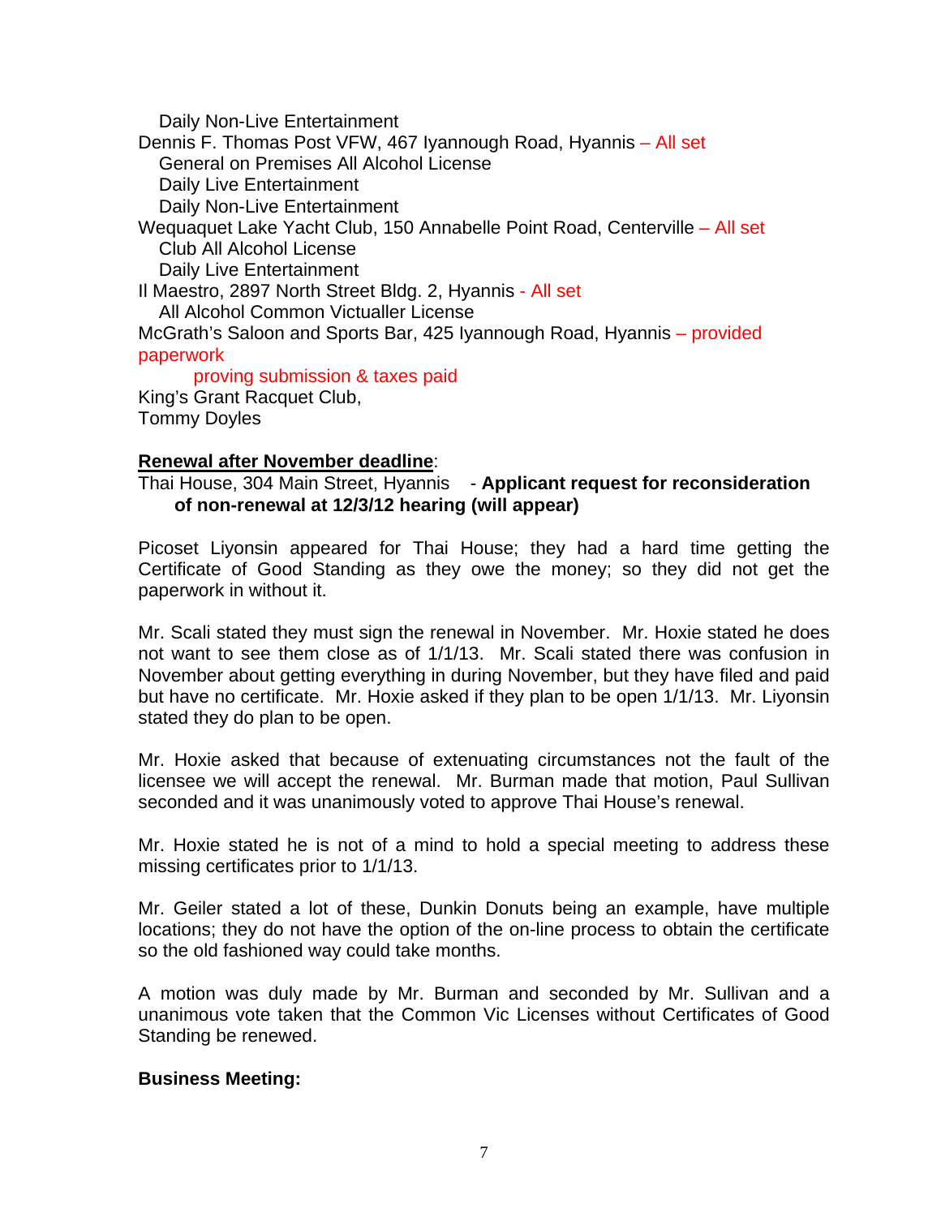Daily Non-Live Entertainment

Dennis F. Thomas Post VFW, 467 Iyannough Road, Hyannis – All set

General on Premises All Alcohol License

Daily Live Entertainment

Daily Non-Live Entertainment

Wequaquet Lake Yacht Club, 150 Annabelle Point Road, Centerville – All set

Club All Alcohol License

Daily Live Entertainment

Il Maestro, 2897 North Street Bldg. 2, Hyannis - All set

All Alcohol Common Victualler License

McGrath's Saloon and Sports Bar, 425 Iyannough Road, Hyannis – provided paperwork proving submission & taxes paid

King's Grant Racquet Club,

Tommy Doyles

**Renewal after November deadline**:

Thai House, 304 Main Street, Hyannis - **Applicant request for reconsideration of non-renewal at 12/3/12 hearing (will appear)**

Picoset Liyonsin appeared for Thai House; they had a hard time getting the Certificate of Good Standing as they owe the money; so they did not get the paperwork in without it.

Mr. Scali stated they must sign the renewal in November. Mr. Hoxie stated he does not want to see them close as of 1/1/13. Mr. Scali stated there was confusion in November about getting everything in during November, but they have filed and paid but have no certificate. Mr. Hoxie asked if they plan to be open 1/1/13. Mr. Liyonsin stated they do plan to be open.

Mr. Hoxie asked that because of extenuating circumstances not the fault of the licensee we will accept the renewal. Mr. Burman made that motion, Paul Sullivan seconded and it was unanimously voted to approve Thai House's renewal.

Mr. Hoxie stated he is not of a mind to hold a special meeting to address these missing certificates prior to 1/1/13.

Mr. Geiler stated a lot of these, Dunkin Donuts being an example, have multiple locations; they do not have the option of the on-line process to obtain the certificate so the old fashioned way could take months.

A motion was duly made by Mr. Burman and seconded by Mr. Sullivan and a unanimous vote taken that the Common Vic Licenses without Certificates of Good Standing be renewed.

**Business Meeting:**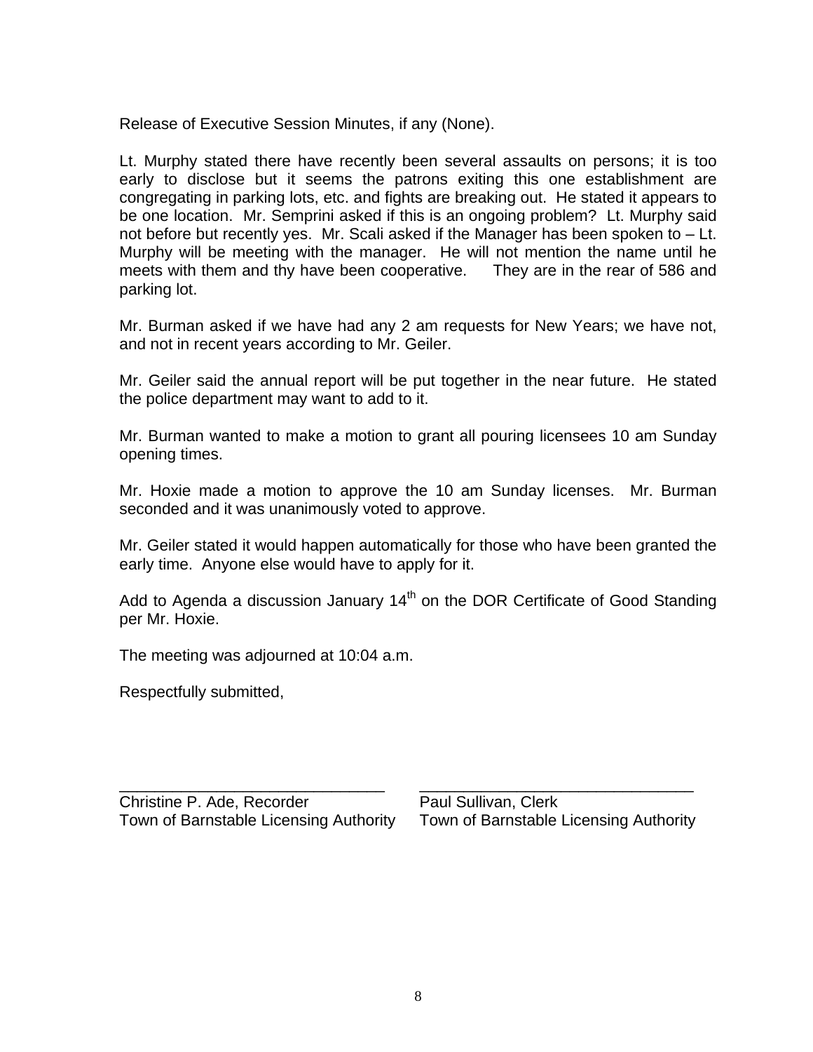Release of Executive Session Minutes, if any (None).

Lt. Murphy stated there have recently been several assaults on persons; it is too early to disclose but it seems the patrons exiting this one establishment are congregating in parking lots, etc. and fights are breaking out. He stated it appears to be one location. Mr. Semprini asked if this is an ongoing problem? Lt. Murphy said not before but recently yes. Mr. Scali asked if the Manager has been spoken to – Lt. Murphy will be meeting with the manager. He will not mention the name until he meets with them and thy have been cooperative. They are in the rear of 586 and parking lot.

Mr. Burman asked if we have had any 2 am requests for New Years; we have not, and not in recent years according to Mr. Geiler.

Mr. Geiler said the annual report will be put together in the near future. He stated the police department may want to add to it.

Mr. Burman wanted to make a motion to grant all pouring licensees 10 am Sunday opening times.

Mr. Hoxie made a motion to approve the 10 am Sunday licenses. Mr. Burman seconded and it was unanimously voted to approve.

Mr. Geiler stated it would happen automatically for those who have been granted the early time. Anyone else would have to apply for it.

Add to Agenda a discussion January 14th on the DOR Certificate of Good Standing per Mr. Hoxie.

The meeting was adjourned at 10:04 a.m.

Respectfully submitted,

| | |
|---|---|
| _______________________________ | _______________________________ |
| Christine P. Ade, Recorder | Paul Sullivan, Clerk |
| Town of Barnstable Licensing Authority | Town of Barnstable Licensing Authority |